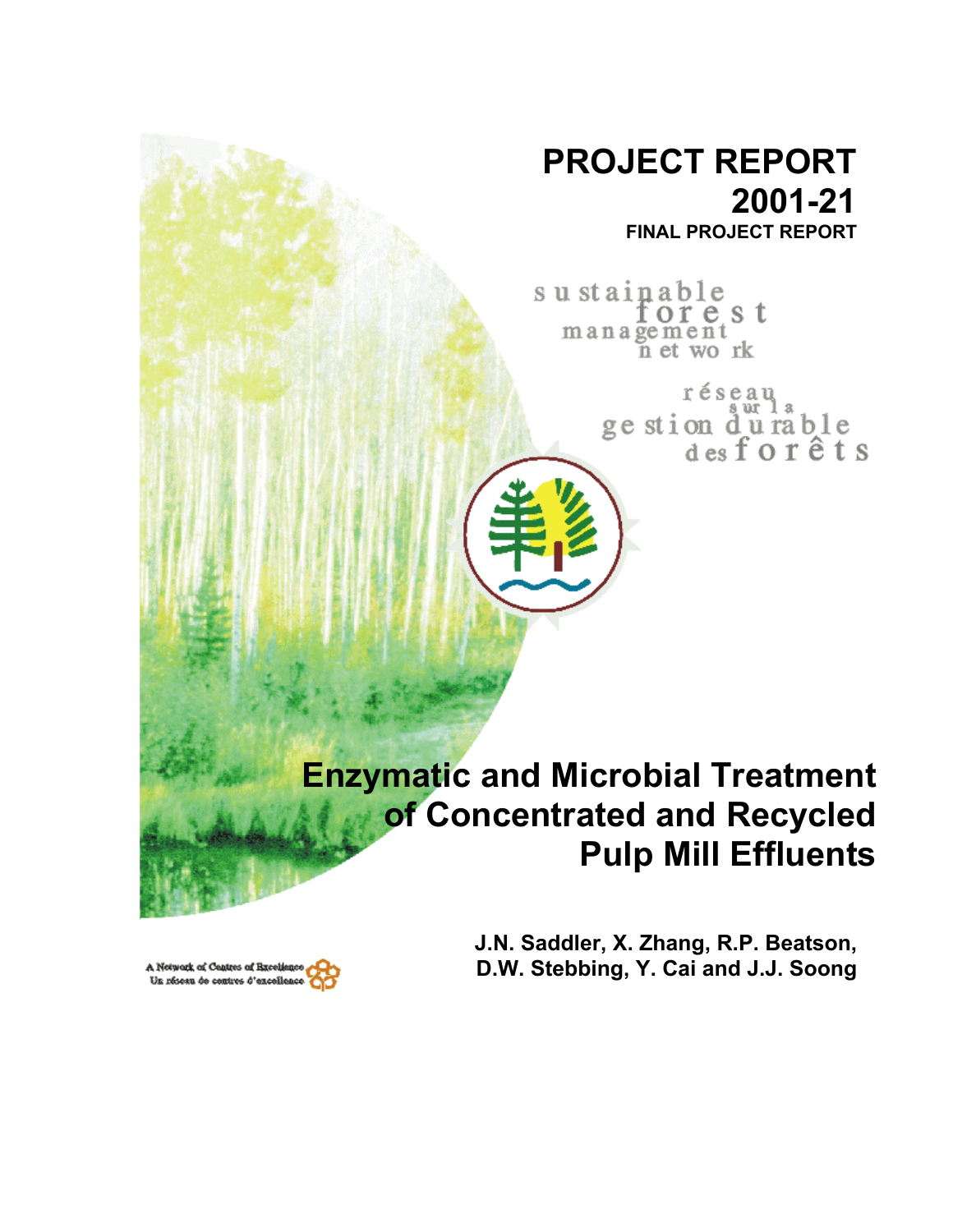# PROJECT REPORT 2001-21

**FINAL PROJECT REPORT**

sustainable forest management network

réseau sur la gestion durable des forêts

# Enzymatic and Microbial Treatment of Concentrated and Recycled Pulp Mill Effluents

**J.N. Saddler, X. Zhang, R.P. Beatson, D.W. Stebbing, Y. Cai and J.J. Soong**

A Network of Centres of Excellence
Un réseau de centres d'excellence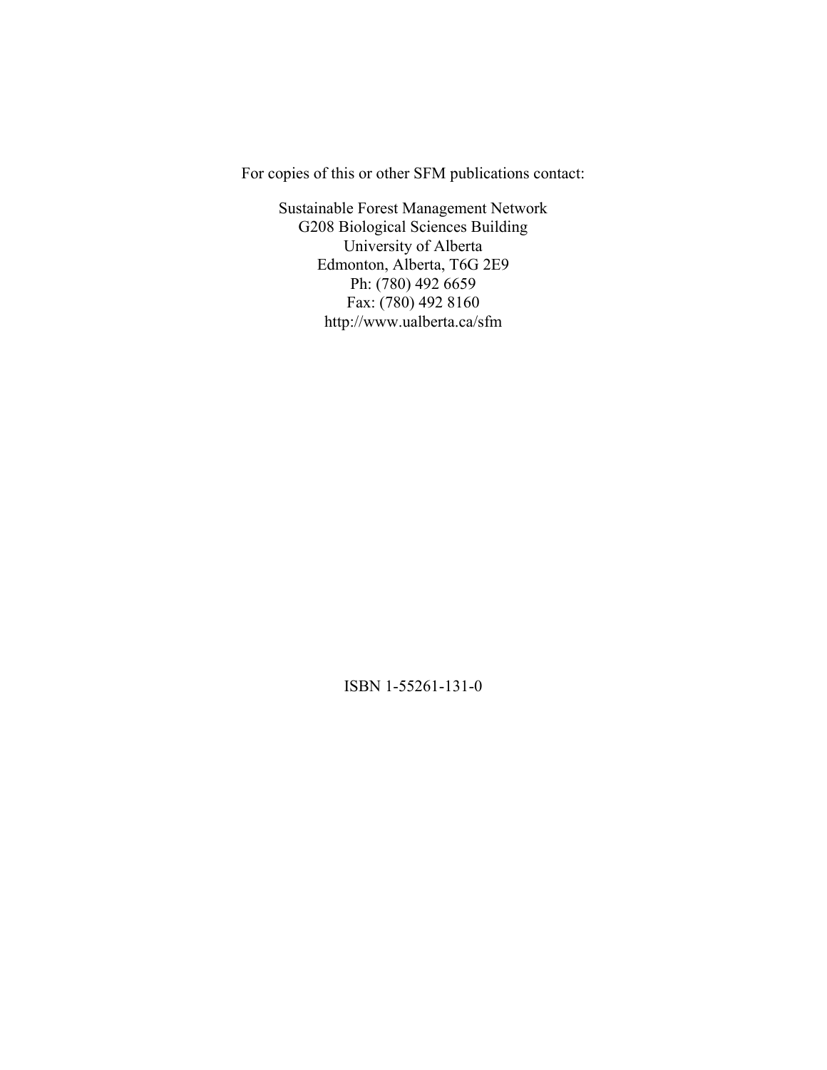For copies of this or other SFM publications contact:

Sustainable Forest Management Network
G208 Biological Sciences Building
University of Alberta
Edmonton, Alberta, T6G 2E9
Ph: (780) 492 6659
Fax: (780) 492 8160
http://www.ualberta.ca/sfm

ISBN 1-55261-131-0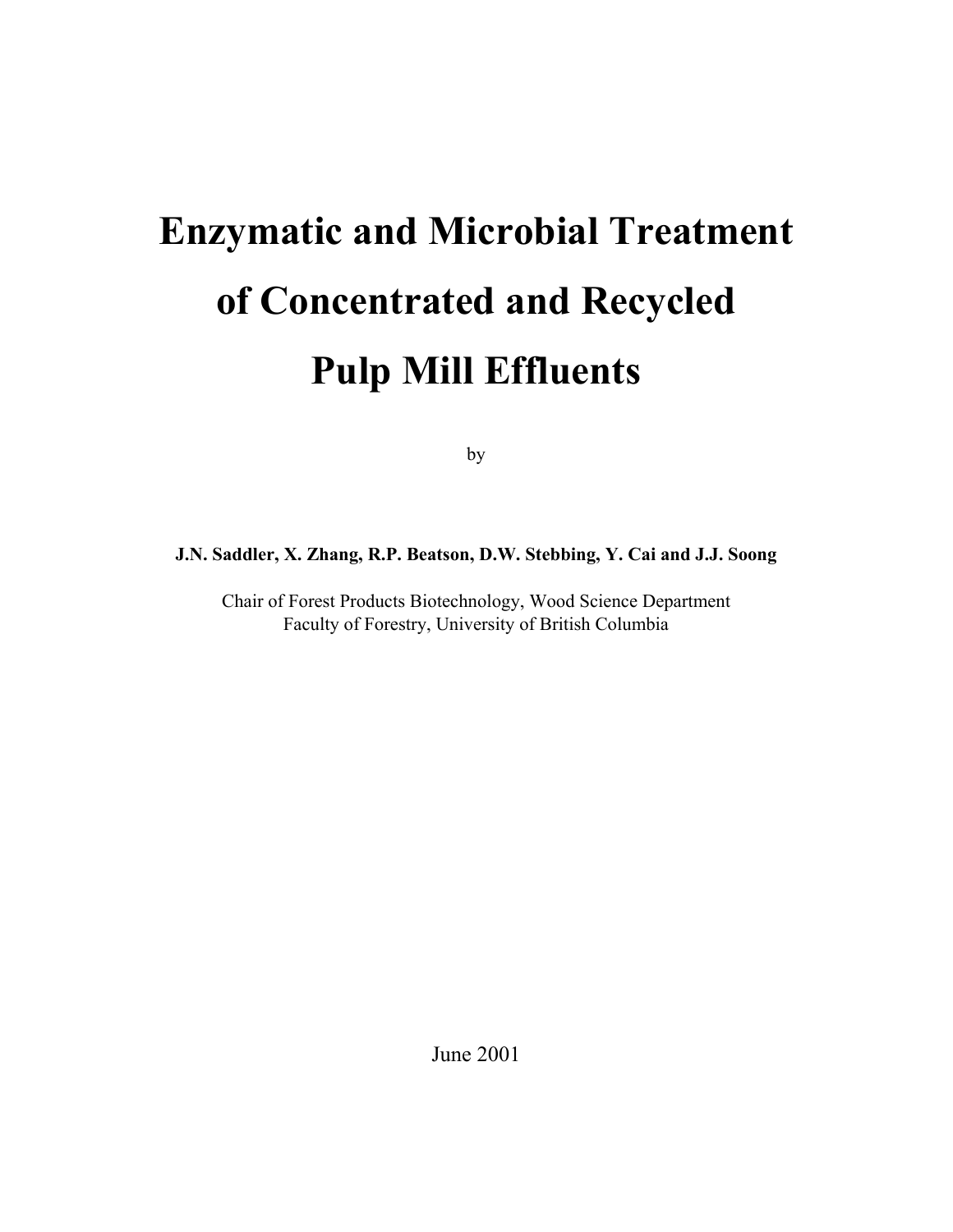# Enzymatic and Microbial Treatment of Concentrated and Recycled Pulp Mill Effluents

by

**J.N. Saddler, X. Zhang, R.P. Beatson, D.W. Stebbing, Y. Cai and J.J. Soong**

Chair of Forest Products Biotechnology, Wood Science Department
Faculty of Forestry, University of British Columbia

June 2001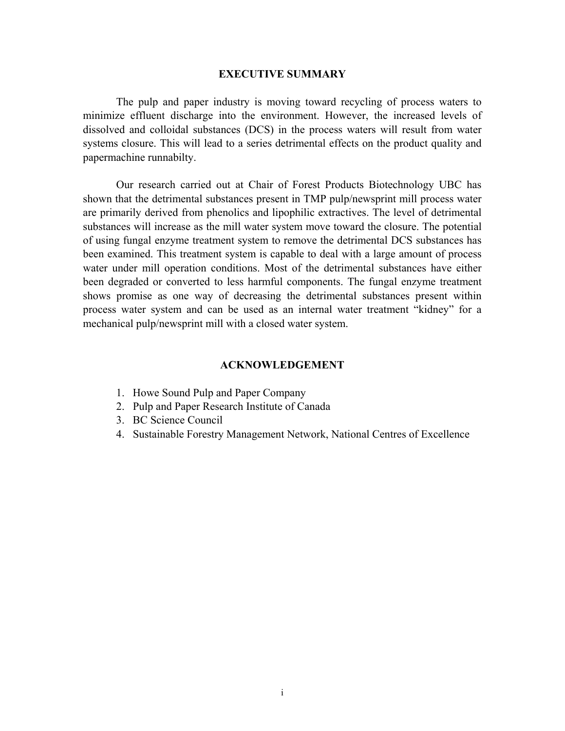## EXECUTIVE SUMMARY

The pulp and paper industry is moving toward recycling of process waters to minimize effluent discharge into the environment. However, the increased levels of dissolved and colloidal substances (DCS) in the process waters will result from water systems closure. This will lead to a series detrimental effects on the product quality and papermachine runnabilty.

Our research carried out at Chair of Forest Products Biotechnology UBC has shown that the detrimental substances present in TMP pulp/newsprint mill process water are primarily derived from phenolics and lipophilic extractives. The level of detrimental substances will increase as the mill water system move toward the closure. The potential of using fungal enzyme treatment system to remove the detrimental DCS substances has been examined. This treatment system is capable to deal with a large amount of process water under mill operation conditions. Most of the detrimental substances have either been degraded or converted to less harmful components. The fungal enzyme treatment shows promise as one way of decreasing the detrimental substances present within process water system and can be used as an internal water treatment "kidney" for a mechanical pulp/newsprint mill with a closed water system.

## ACKNOWLEDGEMENT

1. Howe Sound Pulp and Paper Company
2. Pulp and Paper Research Institute of Canada
3. BC Science Council
4. Sustainable Forestry Management Network, National Centres of Excellence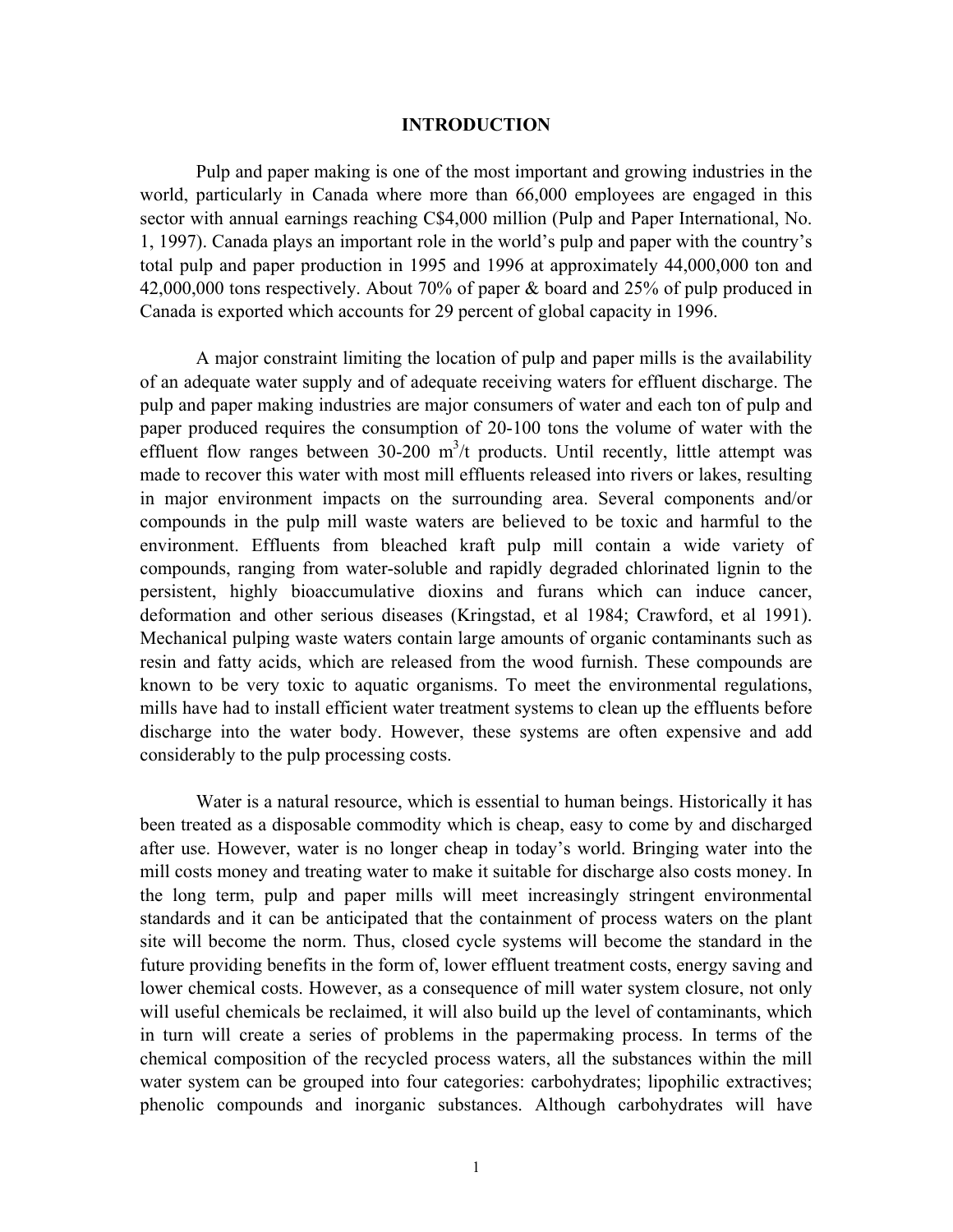# INTRODUCTION

Pulp and paper making is one of the most important and growing industries in the world, particularly in Canada where more than 66,000 employees are engaged in this sector with annual earnings reaching C$4,000 million (Pulp and Paper International, No. 1, 1997). Canada plays an important role in the world's pulp and paper with the country's total pulp and paper production in 1995 and 1996 at approximately 44,000,000 ton and 42,000,000 tons respectively. About 70% of paper & board and 25% of pulp produced in Canada is exported which accounts for 29 percent of global capacity in 1996.

A major constraint limiting the location of pulp and paper mills is the availability of an adequate water supply and of adequate receiving waters for effluent discharge. The pulp and paper making industries are major consumers of water and each ton of pulp and paper produced requires the consumption of 20-100 tons the volume of water with the effluent flow ranges between 30-200 $m^3/t$ products. Until recently, little attempt was made to recover this water with most mill effluents released into rivers or lakes, resulting in major environment impacts on the surrounding area. Several components and/or compounds in the pulp mill waste waters are believed to be toxic and harmful to the environment. Effluents from bleached kraft pulp mill contain a wide variety of compounds, ranging from water-soluble and rapidly degraded chlorinated lignin to the persistent, highly bioaccumulative dioxins and furans which can induce cancer, deformation and other serious diseases (Kringstad, et al 1984; Crawford, et al 1991). Mechanical pulping waste waters contain large amounts of organic contaminants such as resin and fatty acids, which are released from the wood furnish. These compounds are known to be very toxic to aquatic organisms. To meet the environmental regulations, mills have had to install efficient water treatment systems to clean up the effluents before discharge into the water body. However, these systems are often expensive and add considerably to the pulp processing costs.

Water is a natural resource, which is essential to human beings. Historically it has been treated as a disposable commodity which is cheap, easy to come by and discharged after use. However, water is no longer cheap in today's world. Bringing water into the mill costs money and treating water to make it suitable for discharge also costs money. In the long term, pulp and paper mills will meet increasingly stringent environmental standards and it can be anticipated that the containment of process waters on the plant site will become the norm. Thus, closed cycle systems will become the standard in the future providing benefits in the form of, lower effluent treatment costs, energy saving and lower chemical costs. However, as a consequence of mill water system closure, not only will useful chemicals be reclaimed, it will also build up the level of contaminants, which in turn will create a series of problems in the papermaking process. In terms of the chemical composition of the recycled process waters, all the substances within the mill water system can be grouped into four categories: carbohydrates; lipophilic extractives; phenolic compounds and inorganic substances. Although carbohydrates will have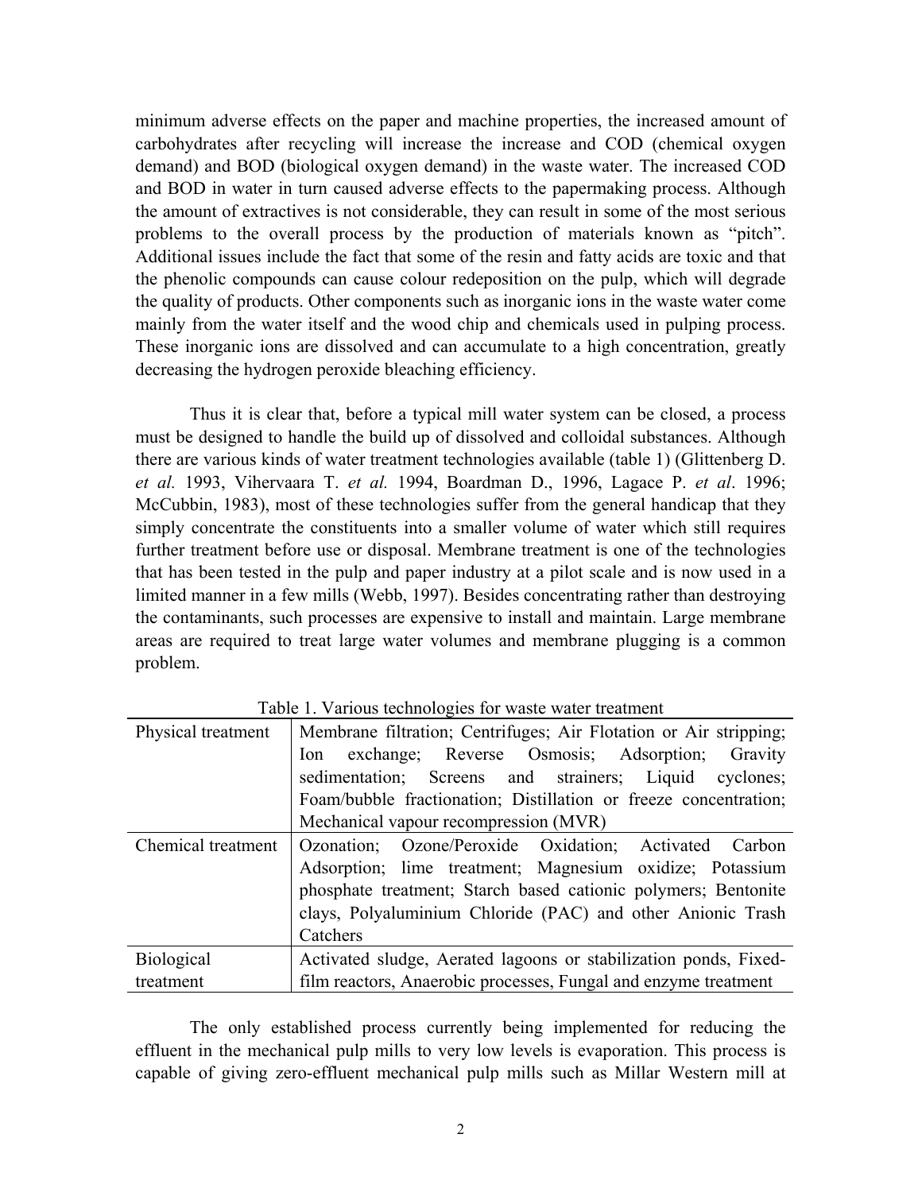minimum adverse effects on the paper and machine properties, the increased amount of carbohydrates after recycling will increase the increase and COD (chemical oxygen demand) and BOD (biological oxygen demand) in the waste water. The increased COD and BOD in water in turn caused adverse effects to the papermaking process. Although the amount of extractives is not considerable, they can result in some of the most serious problems to the overall process by the production of materials known as "pitch". Additional issues include the fact that some of the resin and fatty acids are toxic and that the phenolic compounds can cause colour redeposition on the pulp, which will degrade the quality of products. Other components such as inorganic ions in the waste water come mainly from the water itself and the wood chip and chemicals used in pulping process. These inorganic ions are dissolved and can accumulate to a high concentration, greatly decreasing the hydrogen peroxide bleaching efficiency.

Thus it is clear that, before a typical mill water system can be closed, a process must be designed to handle the build up of dissolved and colloidal substances. Although there are various kinds of water treatment technologies available (table 1) (Glittenberg D. *et al.* 1993, Vihervaara T. *et al.* 1994, Boardman D., 1996, Lagace P. *et al*. 1996; McCubbin, 1983), most of these technologies suffer from the general handicap that they simply concentrate the constituents into a smaller volume of water which still requires further treatment before use or disposal. Membrane treatment is one of the technologies that has been tested in the pulp and paper industry at a pilot scale and is now used in a limited manner in a few mills (Webb, 1997). Besides concentrating rather than destroying the contaminants, such processes are expensive to install and maintain. Large membrane areas are required to treat large water volumes and membrane plugging is a common problem.

Table 1. Various technologies for waste water treatment

| | |
|---|---|
| Physical treatment | Membrane filtration; Centrifuges; Air Flotation or Air stripping; Ion exchange; Reverse Osmosis; Adsorption; Gravity sedimentation; Screens and strainers; Liquid cyclones; Foam/bubble fractionation; Distillation or freeze concentration; Mechanical vapour recompression (MVR) |
| Chemical treatment | Ozonation; Ozone/Peroxide Oxidation; Activated Carbon Adsorption; lime treatment; Magnesium oxidize; Potassium phosphate treatment; Starch based cationic polymers; Bentonite clays, Polyaluminium Chloride (PAC) and other Anionic Trash Catchers |
| Biological treatment | Activated sludge, Aerated lagoons or stabilization ponds, Fixed-film reactors, Anaerobic processes, Fungal and enzyme treatment |

The only established process currently being implemented for reducing the effluent in the mechanical pulp mills to very low levels is evaporation. This process is capable of giving zero-effluent mechanical pulp mills such as Millar Western mill at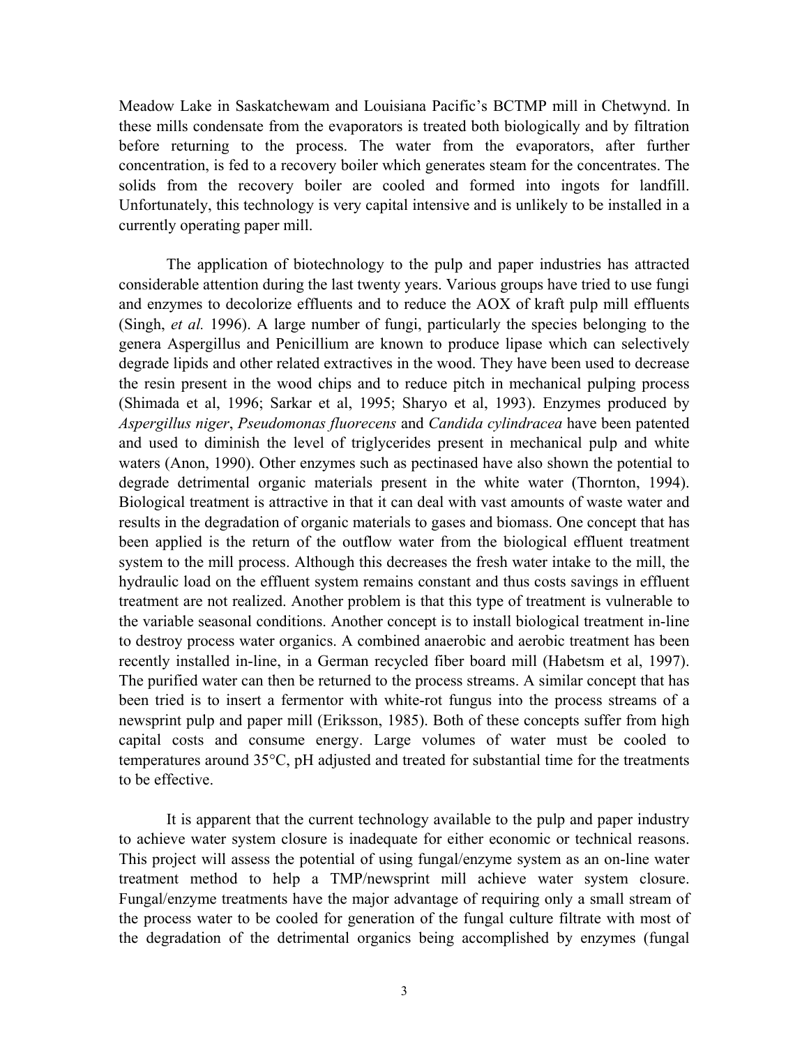Meadow Lake in Saskatchewam and Louisiana Pacific's BCTMP mill in Chetwynd. In these mills condensate from the evaporators is treated both biologically and by filtration before returning to the process. The water from the evaporators, after further concentration, is fed to a recovery boiler which generates steam for the concentrates. The solids from the recovery boiler are cooled and formed into ingots for landfill. Unfortunately, this technology is very capital intensive and is unlikely to be installed in a currently operating paper mill.

The application of biotechnology to the pulp and paper industries has attracted considerable attention during the last twenty years. Various groups have tried to use fungi and enzymes to decolorize effluents and to reduce the AOX of kraft pulp mill effluents (Singh, *et al.* 1996). A large number of fungi, particularly the species belonging to the genera Aspergillus and Penicillium are known to produce lipase which can selectively degrade lipids and other related extractives in the wood. They have been used to decrease the resin present in the wood chips and to reduce pitch in mechanical pulping process (Shimada et al, 1996; Sarkar et al, 1995; Sharyo et al, 1993). Enzymes produced by *Aspergillus niger*, *Pseudomonas fluorecens* and *Candida cylindracea* have been patented and used to diminish the level of triglycerides present in mechanical pulp and white waters (Anon, 1990). Other enzymes such as pectinased have also shown the potential to degrade detrimental organic materials present in the white water (Thornton, 1994). Biological treatment is attractive in that it can deal with vast amounts of waste water and results in the degradation of organic materials to gases and biomass. One concept that has been applied is the return of the outflow water from the biological effluent treatment system to the mill process. Although this decreases the fresh water intake to the mill, the hydraulic load on the effluent system remains constant and thus costs savings in effluent treatment are not realized. Another problem is that this type of treatment is vulnerable to the variable seasonal conditions. Another concept is to install biological treatment in-line to destroy process water organics. A combined anaerobic and aerobic treatment has been recently installed in-line, in a German recycled fiber board mill (Habetsm et al, 1997). The purified water can then be returned to the process streams. A similar concept that has been tried is to insert a fermentor with white-rot fungus into the process streams of a newsprint pulp and paper mill (Eriksson, 1985). Both of these concepts suffer from high capital costs and consume energy. Large volumes of water must be cooled to temperatures around 35°C, pH adjusted and treated for substantial time for the treatments to be effective.

It is apparent that the current technology available to the pulp and paper industry to achieve water system closure is inadequate for either economic or technical reasons. This project will assess the potential of using fungal/enzyme system as an on-line water treatment method to help a TMP/newsprint mill achieve water system closure. Fungal/enzyme treatments have the major advantage of requiring only a small stream of the process water to be cooled for generation of the fungal culture filtrate with most of the degradation of the detrimental organics being accomplished by enzymes (fungal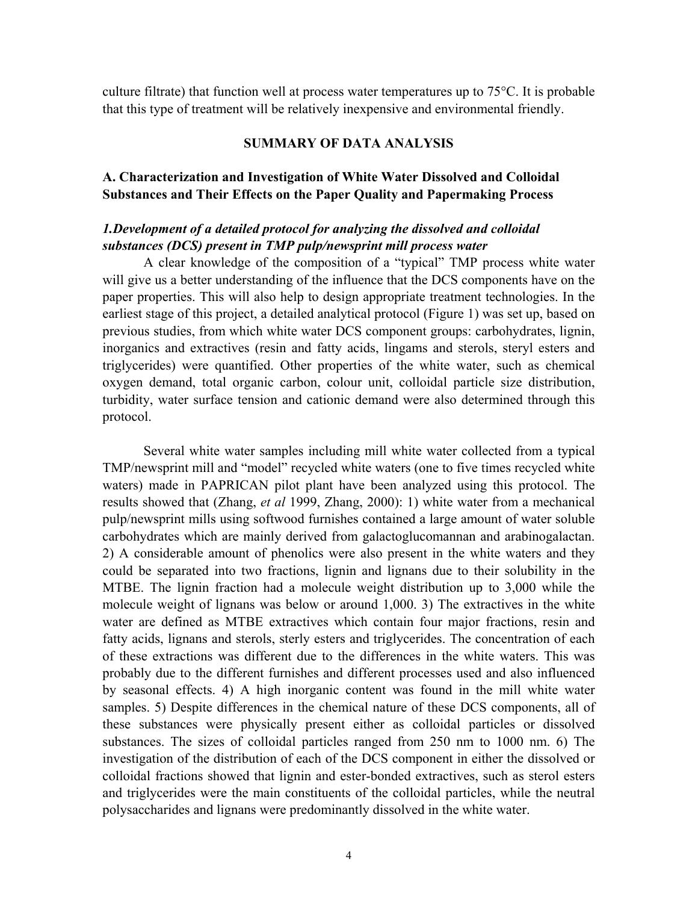culture filtrate) that function well at process water temperatures up to 75°C. It is probable that this type of treatment will be relatively inexpensive and environmental friendly.

## SUMMARY OF DATA ANALYSIS

### A. Characterization and Investigation of White Water Dissolved and Colloidal Substances and Their Effects on the Paper Quality and Papermaking Process

#### *1.Development of a detailed protocol for analyzing the dissolved and colloidal substances (DCS) present in TMP pulp/newsprint mill process water*

A clear knowledge of the composition of a "typical" TMP process white water will give us a better understanding of the influence that the DCS components have on the paper properties. This will also help to design appropriate treatment technologies. In the earliest stage of this project, a detailed analytical protocol (Figure 1) was set up, based on previous studies, from which white water DCS component groups: carbohydrates, lignin, inorganics and extractives (resin and fatty acids, lingams and sterols, steryl esters and triglycerides) were quantified. Other properties of the white water, such as chemical oxygen demand, total organic carbon, colour unit, colloidal particle size distribution, turbidity, water surface tension and cationic demand were also determined through this protocol.

Several white water samples including mill white water collected from a typical TMP/newsprint mill and "model" recycled white waters (one to five times recycled white waters) made in PAPRICAN pilot plant have been analyzed using this protocol. The results showed that (Zhang, *et al* 1999, Zhang, 2000): 1) white water from a mechanical pulp/newsprint mills using softwood furnishes contained a large amount of water soluble carbohydrates which are mainly derived from galactoglucomannan and arabinogalactan. 2) A considerable amount of phenolics were also present in the white waters and they could be separated into two fractions, lignin and lignans due to their solubility in the MTBE. The lignin fraction had a molecule weight distribution up to 3,000 while the molecule weight of lignans was below or around 1,000. 3) The extractives in the white water are defined as MTBE extractives which contain four major fractions, resin and fatty acids, lignans and sterols, sterly esters and triglycerides. The concentration of each of these extractions was different due to the differences in the white waters. This was probably due to the different furnishes and different processes used and also influenced by seasonal effects. 4) A high inorganic content was found in the mill white water samples. 5) Despite differences in the chemical nature of these DCS components, all of these substances were physically present either as colloidal particles or dissolved substances. The sizes of colloidal particles ranged from 250 nm to 1000 nm. 6) The investigation of the distribution of each of the DCS component in either the dissolved or colloidal fractions showed that lignin and ester-bonded extractives, such as sterol esters and triglycerides were the main constituents of the colloidal particles, while the neutral polysaccharides and lignans were predominantly dissolved in the white water.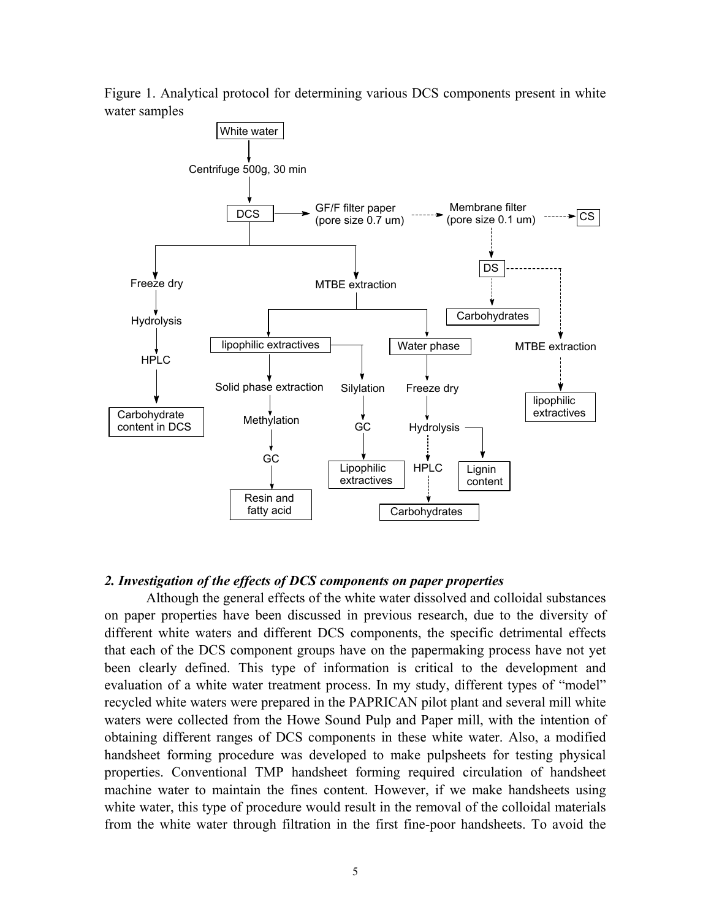Figure 1. Analytical protocol for determining various DCS components present in white water samples

## 2. Investigation of the effects of DCS components on paper properties

Although the general effects of the white water dissolved and colloidal substances on paper properties have been discussed in previous research, due to the diversity of different white waters and different DCS components, the specific detrimental effects that each of the DCS component groups have on the papermaking process have not yet been clearly defined. This type of information is critical to the development and evaluation of a white water treatment process. In my study, different types of "model" recycled white waters were prepared in the PAPRICAN pilot plant and several mill white waters were collected from the Howe Sound Pulp and Paper mill, with the intention of obtaining different ranges of DCS components in these white water. Also, a modified handsheet forming procedure was developed to make pulpsheets for testing physical properties. Conventional TMP handsheet forming required circulation of handsheet machine water to maintain the fines content. However, if we make handsheets using white water, this type of procedure would result in the removal of the colloidal materials from the white water through filtration in the first fine-poor handsheets. To avoid the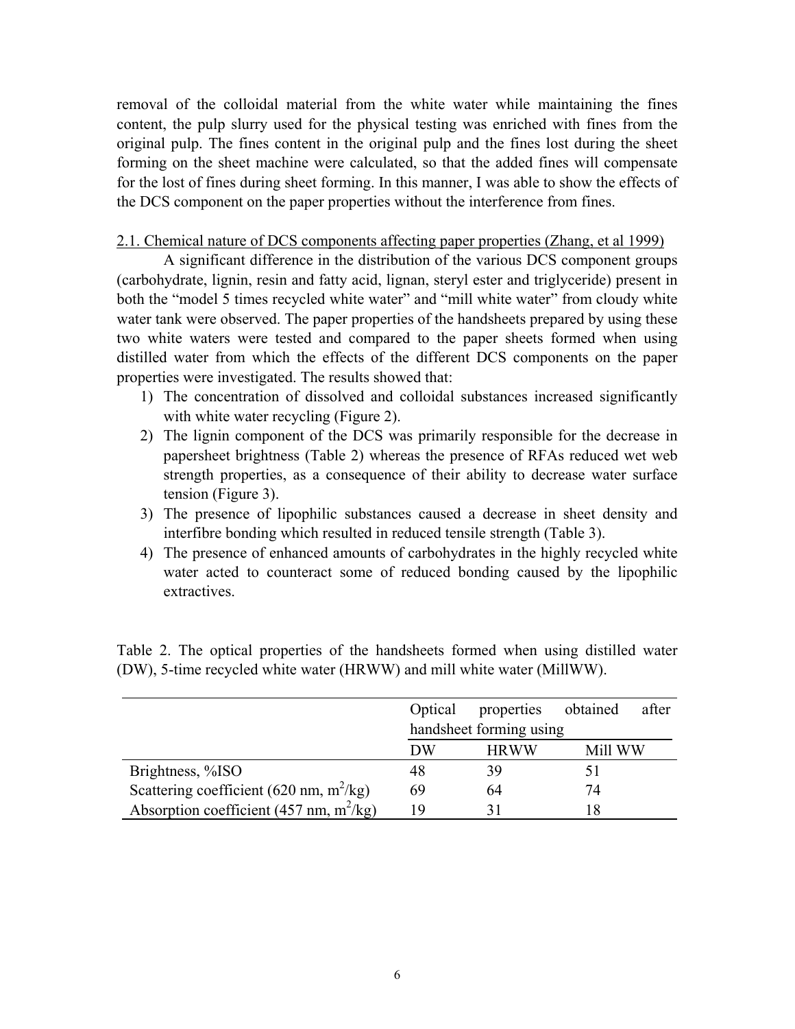removal of the colloidal material from the white water while maintaining the fines content, the pulp slurry used for the physical testing was enriched with fines from the original pulp. The fines content in the original pulp and the fines lost during the sheet forming on the sheet machine were calculated, so that the added fines will compensate for the lost of fines during sheet forming. In this manner, I was able to show the effects of the DCS component on the paper properties without the interference from fines.

2.1. Chemical nature of DCS components affecting paper properties (Zhang, et al 1999)

A significant difference in the distribution of the various DCS component groups (carbohydrate, lignin, resin and fatty acid, lignan, steryl ester and triglyceride) present in both the "model 5 times recycled white water" and "mill white water" from cloudy white water tank were observed. The paper properties of the handsheets prepared by using these two white waters were tested and compared to the paper sheets formed when using distilled water from which the effects of the different DCS components on the paper properties were investigated. The results showed that:

1) The concentration of dissolved and colloidal substances increased significantly with white water recycling (Figure 2).
2) The lignin component of the DCS was primarily responsible for the decrease in papersheet brightness (Table 2) whereas the presence of RFAs reduced wet web strength properties, as a consequence of their ability to decrease water surface tension (Figure 3).
3) The presence of lipophilic substances caused a decrease in sheet density and interfibre bonding which resulted in reduced tensile strength (Table 3).
4) The presence of enhanced amounts of carbohydrates in the highly recycled white water acted to counteract some of reduced bonding caused by the lipophilic extractives.

Table 2. The optical properties of the handsheets formed when using distilled water (DW), 5-time recycled white water (HRWW) and mill white water (MillWW).

| | Optical properties obtained after handsheet forming using | | |
|---|---|---|---|
| | DW | HRWW | Mill WW |
| Brightness, %ISO | 48 | 39 | 51 |
| Scattering coefficient (620 nm, $m^2$/kg) | 69 | 64 | 74 |
| Absorption coefficient (457 nm, $m^2$/kg) | 19 | 31 | 18 |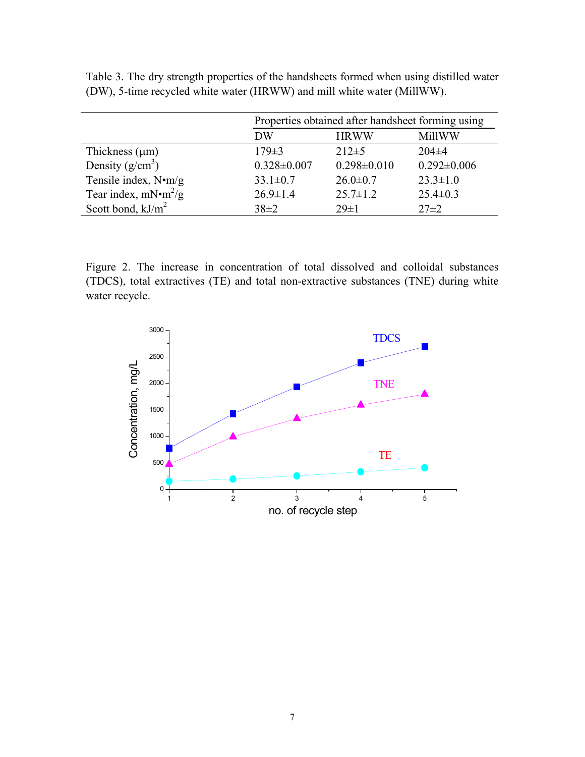Table 3. The dry strength properties of the handsheets formed when using distilled water (DW), 5-time recycled white water (HRWW) and mill white water (MillWW).

| | Properties obtained after handsheet forming using | | |
|---|---|---|---|
| | DW | HRWW | MillWW |
| Thickness (μm) | 179±3 | 212±5 | 204±4 |
| Density ($g/cm^3$) | 0.328±0.007 | 0.298±0.010 | 0.292±0.006 |
| Tensile index, N•m/g | 33.1±0.7 | 26.0±0.7 | 23.3±1.0 |
| Tear index, mN•$m^2$/g | 26.9±1.4 | 25.7±1.2 | 25.4±0.3 |
| Scott bond, kJ/$m^2$ | 38±2 | 29±1 | 27±2 |

Figure 2. The increase in concentration of total dissolved and colloidal substances (TDCS), total extractives (TE) and total non-extractive substances (TNE) during white water recycle.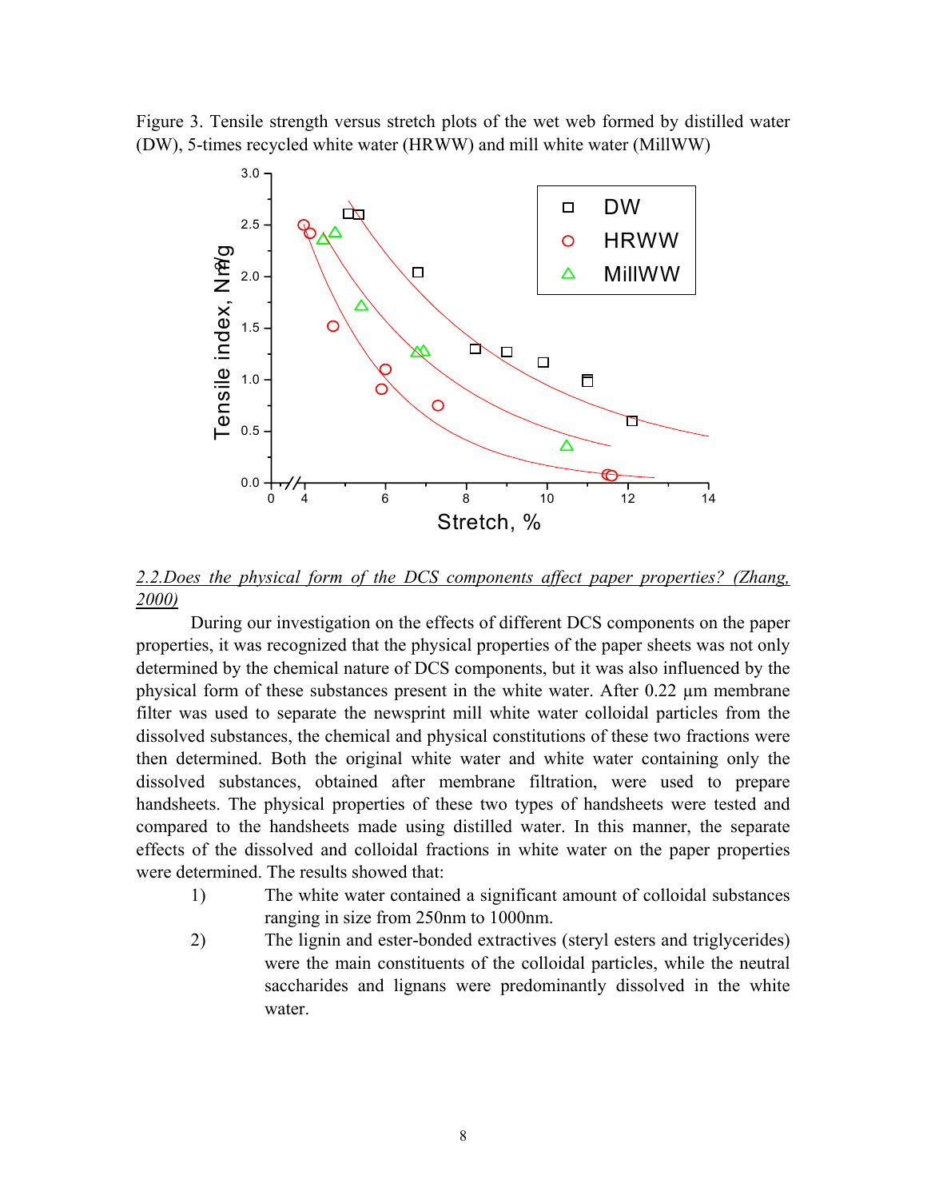Figure 3. Tensile strength versus stretch plots of the wet web formed by distilled water (DW), 5-times recycled white water (HRWW) and mill white water (MillWW)

*2.2.Does the physical form of the DCS components affect paper properties? (Zhang, 2000)*

During our investigation on the effects of different DCS components on the paper properties, it was recognized that the physical properties of the paper sheets was not only determined by the chemical nature of DCS components, but it was also influenced by the physical form of these substances present in the white water. After 0.22 µm membrane filter was used to separate the newsprint mill white water colloidal particles from the dissolved substances, the chemical and physical constitutions of these two fractions were then determined. Both the original white water and white water containing only the dissolved substances, obtained after membrane filtration, were used to prepare handsheets. The physical properties of these two types of handsheets were tested and compared to the handsheets made using distilled water. In this manner, the separate effects of the dissolved and colloidal fractions in white water on the paper properties were determined. The results showed that:

1) The white water contained a significant amount of colloidal substances ranging in size from 250nm to 1000nm.
2) The lignin and ester-bonded extractives (steryl esters and triglycerides) were the main constituents of the colloidal particles, while the neutral saccharides and lignans were predominantly dissolved in the white water.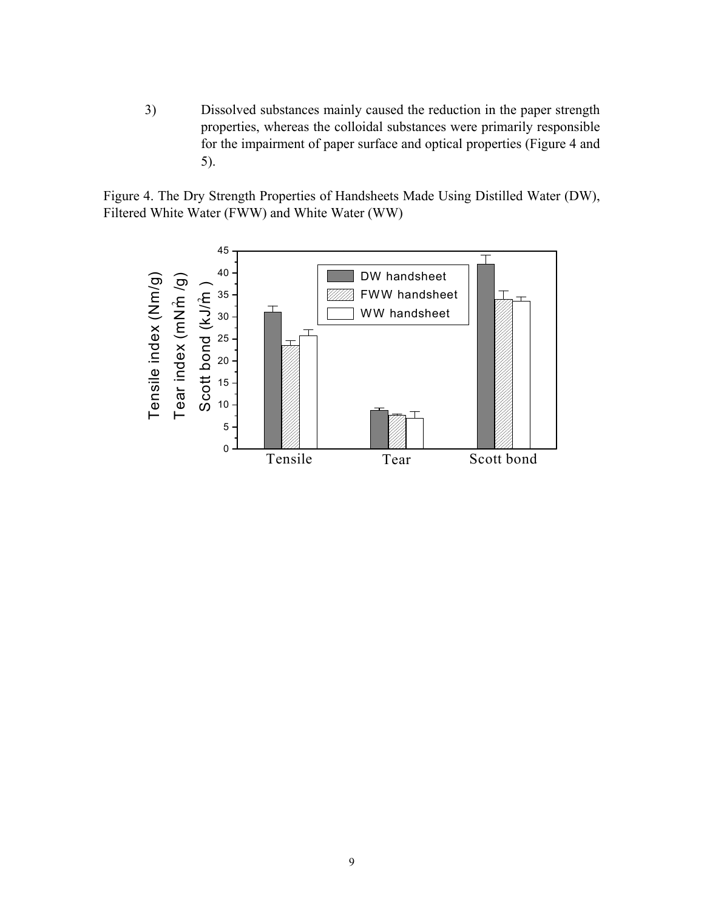3) Dissolved substances mainly caused the reduction in the paper strength properties, whereas the colloidal substances were primarily responsible for the impairment of paper surface and optical properties (Figure 4 and 5).

Figure 4. The Dry Strength Properties of Handsheets Made Using Distilled Water (DW), Filtered White Water (FWW) and White Water (WW)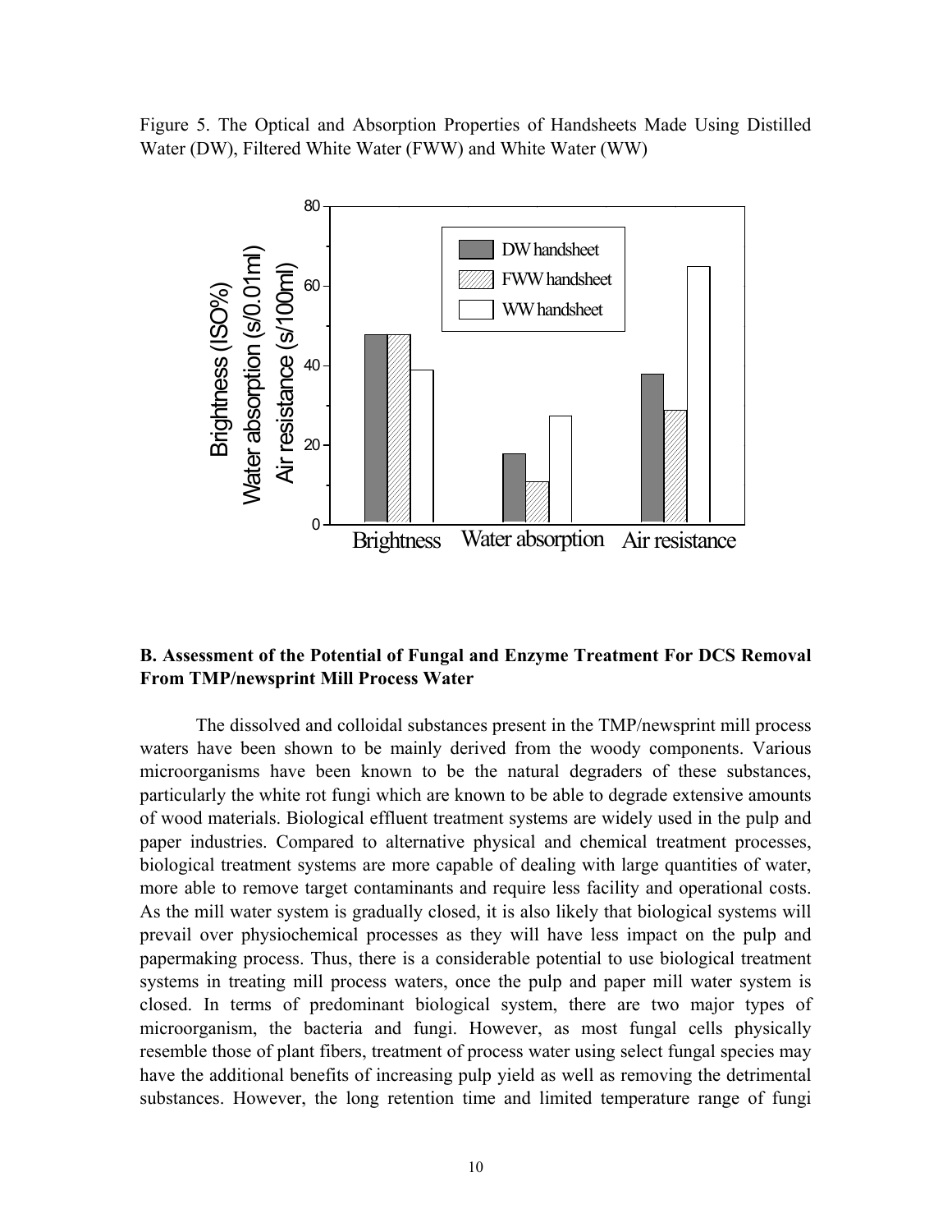Figure 5. The Optical and Absorption Properties of Handsheets Made Using Distilled Water (DW), Filtered White Water (FWW) and White Water (WW)

### B. Assessment of the Potential of Fungal and Enzyme Treatment For DCS Removal From TMP/newsprint Mill Process Water

The dissolved and colloidal substances present in the TMP/newsprint mill process waters have been shown to be mainly derived from the woody components. Various microorganisms have been known to be the natural degraders of these substances, particularly the white rot fungi which are known to be able to degrade extensive amounts of wood materials. Biological effluent treatment systems are widely used in the pulp and paper industries. Compared to alternative physical and chemical treatment processes, biological treatment systems are more capable of dealing with large quantities of water, more able to remove target contaminants and require less facility and operational costs. As the mill water system is gradually closed, it is also likely that biological systems will prevail over physiochemical processes as they will have less impact on the pulp and papermaking process. Thus, there is a considerable potential to use biological treatment systems in treating mill process waters, once the pulp and paper mill water system is closed. In terms of predominant biological system, there are two major types of microorganism, the bacteria and fungi. However, as most fungal cells physically resemble those of plant fibers, treatment of process water using select fungal species may have the additional benefits of increasing pulp yield as well as removing the detrimental substances. However, the long retention time and limited temperature range of fungi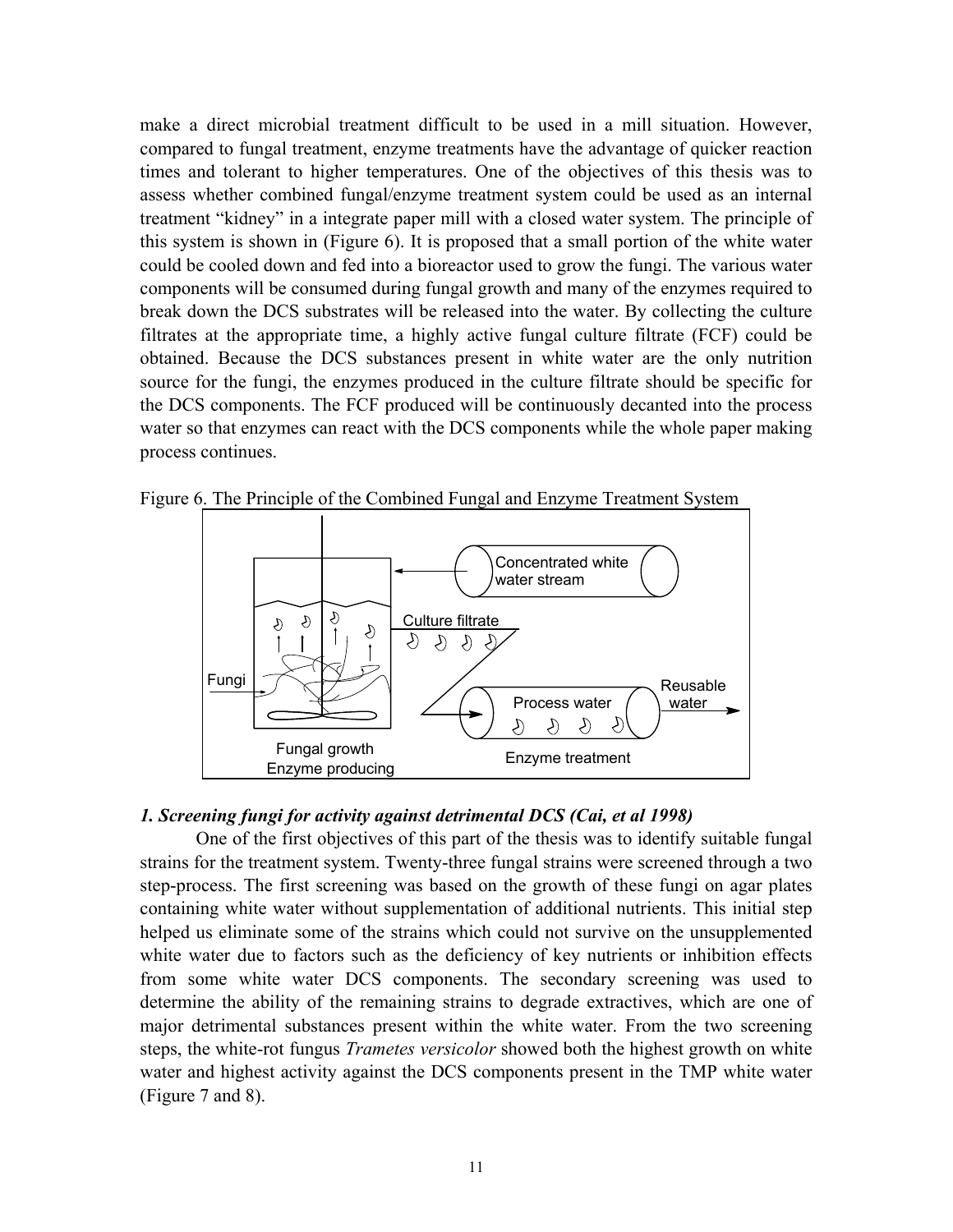make a direct microbial treatment difficult to be used in a mill situation. However, compared to fungal treatment, enzyme treatments have the advantage of quicker reaction times and tolerant to higher temperatures. One of the objectives of this thesis was to assess whether combined fungal/enzyme treatment system could be used as an internal treatment "kidney" in a integrate paper mill with a closed water system. The principle of this system is shown in (Figure 6). It is proposed that a small portion of the white water could be cooled down and fed into a bioreactor used to grow the fungi. The various water components will be consumed during fungal growth and many of the enzymes required to break down the DCS substrates will be released into the water. By collecting the culture filtrates at the appropriate time, a highly active fungal culture filtrate (FCF) could be obtained. Because the DCS substances present in white water are the only nutrition source for the fungi, the enzymes produced in the culture filtrate should be specific for the DCS components. The FCF produced will be continuously decanted into the process water so that enzymes can react with the DCS components while the whole paper making process continues.

Figure 6. The Principle of the Combined Fungal and Enzyme Treatment System

Concentrated white water stream

Culture filtrate

Fungi

Process water

Reusable water

Fungal growth
Enzyme producing

Enzyme treatment

### *1. Screening fungi for activity against detrimental DCS (Cai, et al 1998)*

One of the first objectives of this part of the thesis was to identify suitable fungal strains for the treatment system. Twenty-three fungal strains were screened through a two step-process. The first screening was based on the growth of these fungi on agar plates containing white water without supplementation of additional nutrients. This initial step helped us eliminate some of the strains which could not survive on the unsupplemented white water due to factors such as the deficiency of key nutrients or inhibition effects from some white water DCS components. The secondary screening was used to determine the ability of the remaining strains to degrade extractives, which are one of major detrimental substances present within the white water. From the two screening steps, the white-rot fungus *Trametes versicolor* showed both the highest growth on white water and highest activity against the DCS components present in the TMP white water (Figure 7 and 8).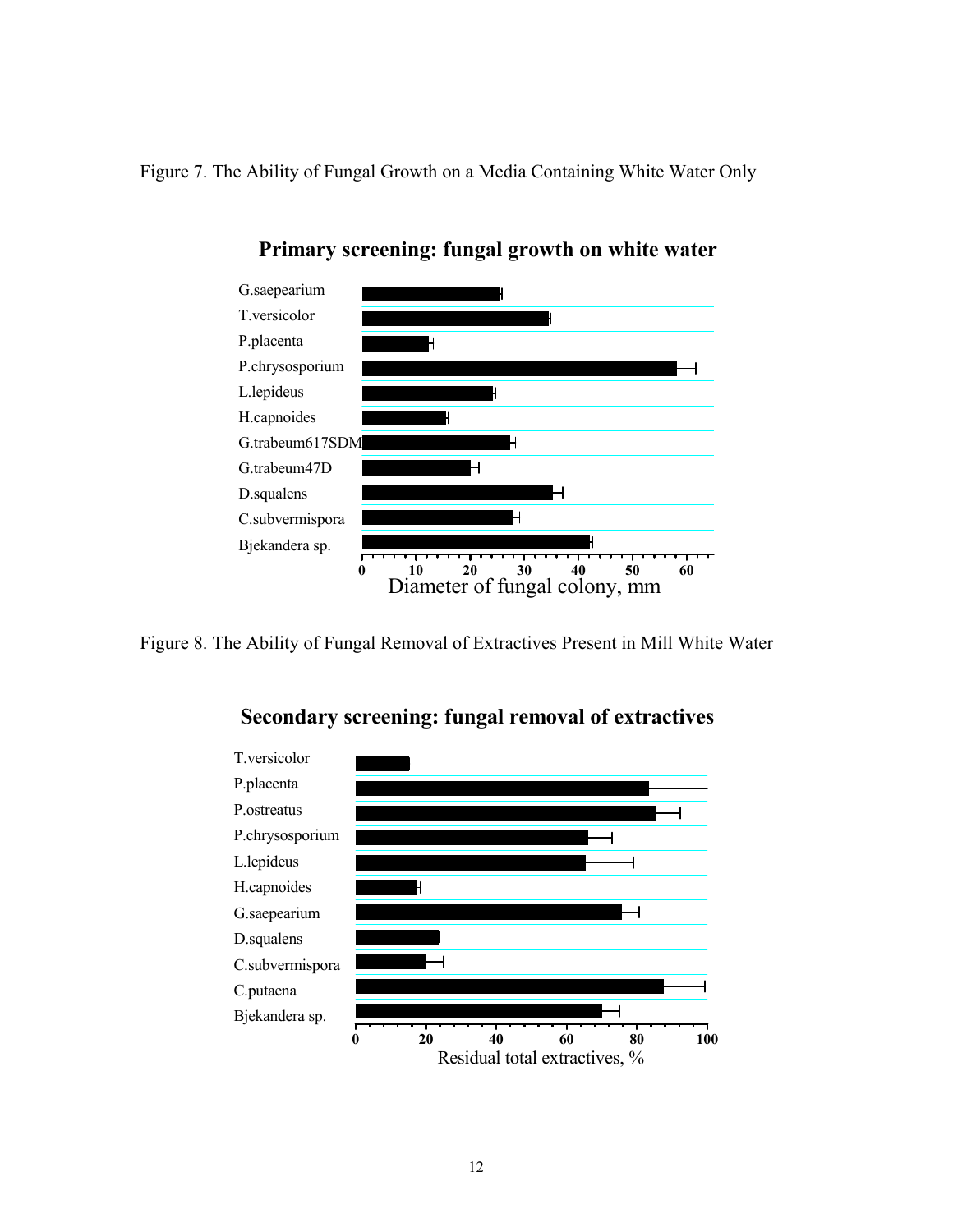Figure 7. The Ability of Fungal Growth on a Media Containing White Water Only

Figure 8. The Ability of Fungal Removal of Extractives Present in Mill White Water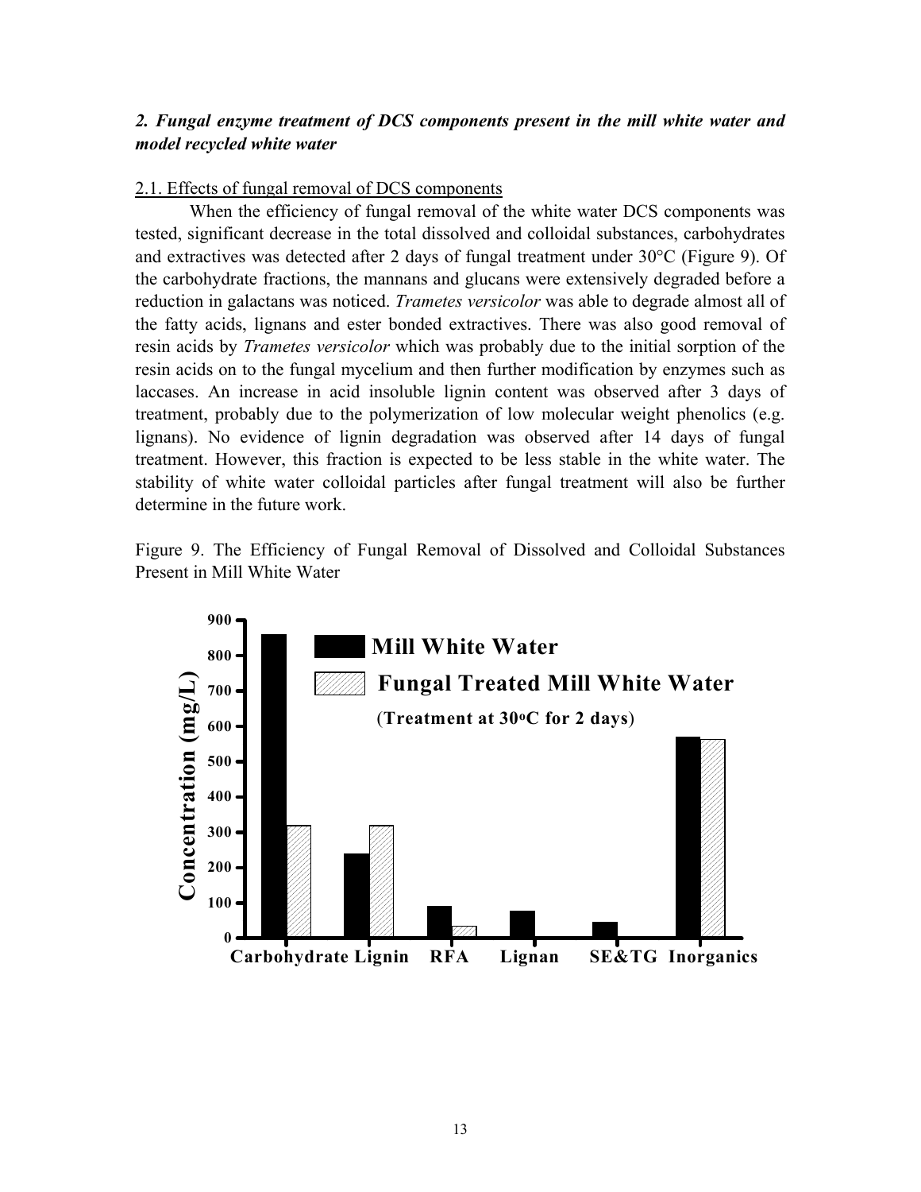### *2. Fungal enzyme treatment of DCS components present in the mill white water and model recycled white water*

2.1. Effects of fungal removal of DCS components

When the efficiency of fungal removal of the white water DCS components was tested, significant decrease in the total dissolved and colloidal substances, carbohydrates and extractives was detected after 2 days of fungal treatment under 30°C (Figure 9). Of the carbohydrate fractions, the mannans and glucans were extensively degraded before a reduction in galactans was noticed. *Trametes versicolor* was able to degrade almost all of the fatty acids, lignans and ester bonded extractives. There was also good removal of resin acids by *Trametes versicolor* which was probably due to the initial sorption of the resin acids on to the fungal mycelium and then further modification by enzymes such as laccases. An increase in acid insoluble lignin content was observed after 3 days of treatment, probably due to the polymerization of low molecular weight phenolics (e.g. lignans). No evidence of lignin degradation was observed after 14 days of fungal treatment. However, this fraction is expected to be less stable in the white water. The stability of white water colloidal particles after fungal treatment will also be further determine in the future work.

Figure 9. The Efficiency of Fungal Removal of Dissolved and Colloidal Substances Present in Mill White Water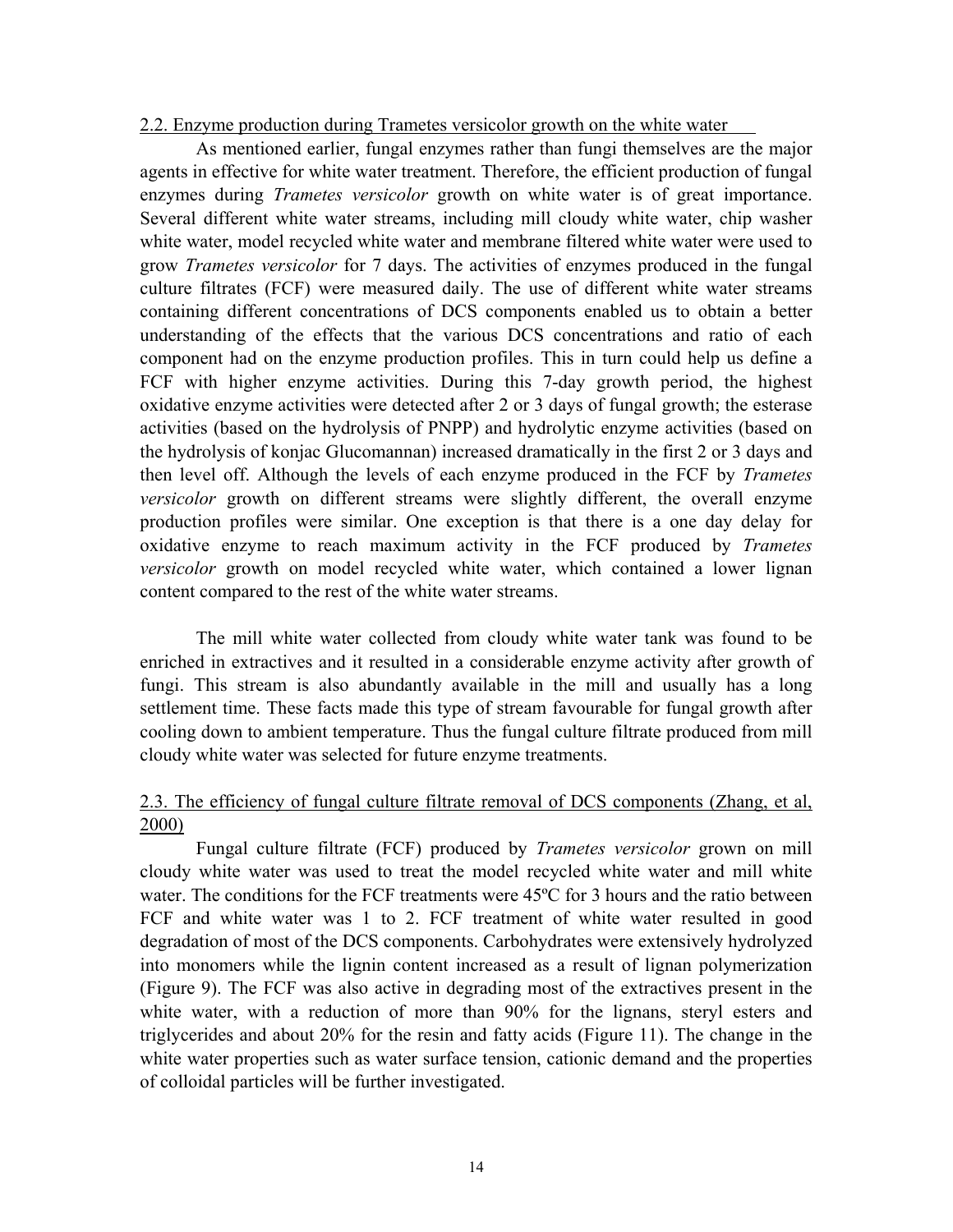## 2.2. Enzyme production during Trametes versicolor growth on the white water

As mentioned earlier, fungal enzymes rather than fungi themselves are the major agents in effective for white water treatment. Therefore, the efficient production of fungal enzymes during *Trametes versicolor* growth on white water is of great importance. Several different white water streams, including mill cloudy white water, chip washer white water, model recycled white water and membrane filtered white water were used to grow *Trametes versicolor* for 7 days. The activities of enzymes produced in the fungal culture filtrates (FCF) were measured daily. The use of different white water streams containing different concentrations of DCS components enabled us to obtain a better understanding of the effects that the various DCS concentrations and ratio of each component had on the enzyme production profiles. This in turn could help us define a FCF with higher enzyme activities. During this 7-day growth period, the highest oxidative enzyme activities were detected after 2 or 3 days of fungal growth; the esterase activities (based on the hydrolysis of PNPP) and hydrolytic enzyme activities (based on the hydrolysis of konjac Glucomannan) increased dramatically in the first 2 or 3 days and then level off. Although the levels of each enzyme produced in the FCF by *Trametes versicolor* growth on different streams were slightly different, the overall enzyme production profiles were similar. One exception is that there is a one day delay for oxidative enzyme to reach maximum activity in the FCF produced by *Trametes versicolor* growth on model recycled white water, which contained a lower lignan content compared to the rest of the white water streams.

The mill white water collected from cloudy white water tank was found to be enriched in extractives and it resulted in a considerable enzyme activity after growth of fungi. This stream is also abundantly available in the mill and usually has a long settlement time. These facts made this type of stream favourable for fungal growth after cooling down to ambient temperature. Thus the fungal culture filtrate produced from mill cloudy white water was selected for future enzyme treatments.

## 2.3. The efficiency of fungal culture filtrate removal of DCS components (Zhang, et al, 2000)

Fungal culture filtrate (FCF) produced by *Trametes versicolor* grown on mill cloudy white water was used to treat the model recycled white water and mill white water. The conditions for the FCF treatments were 45ºC for 3 hours and the ratio between FCF and white water was 1 to 2. FCF treatment of white water resulted in good degradation of most of the DCS components. Carbohydrates were extensively hydrolyzed into monomers while the lignin content increased as a result of lignan polymerization (Figure 9). The FCF was also active in degrading most of the extractives present in the white water, with a reduction of more than 90% for the lignans, steryl esters and triglycerides and about 20% for the resin and fatty acids (Figure 11). The change in the white water properties such as water surface tension, cationic demand and the properties of colloidal particles will be further investigated.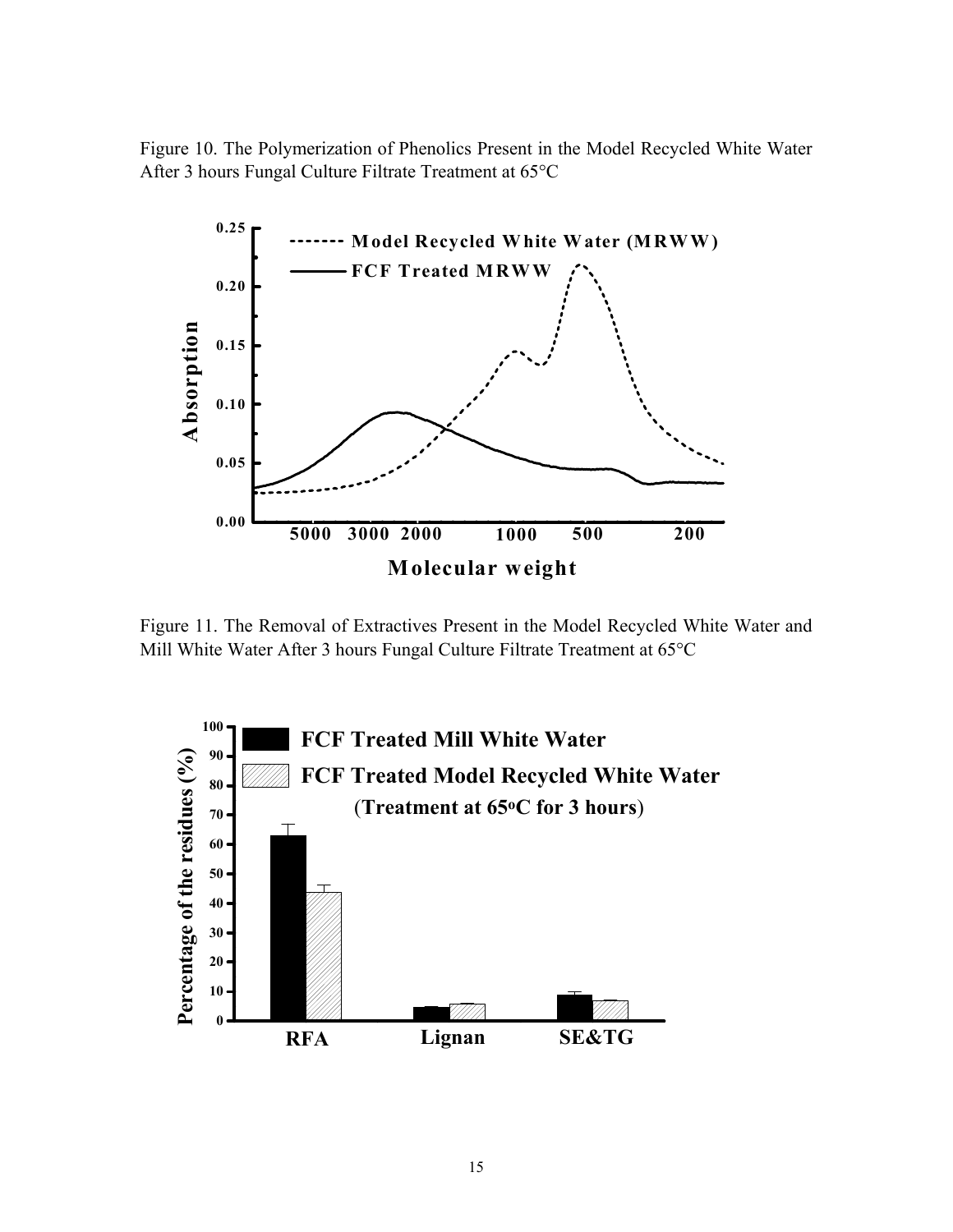Figure 10. The Polymerization of Phenolics Present in the Model Recycled White Water After 3 hours Fungal Culture Filtrate Treatment at 65°C

Figure 11. The Removal of Extractives Present in the Model Recycled White Water and Mill White Water After 3 hours Fungal Culture Filtrate Treatment at 65°C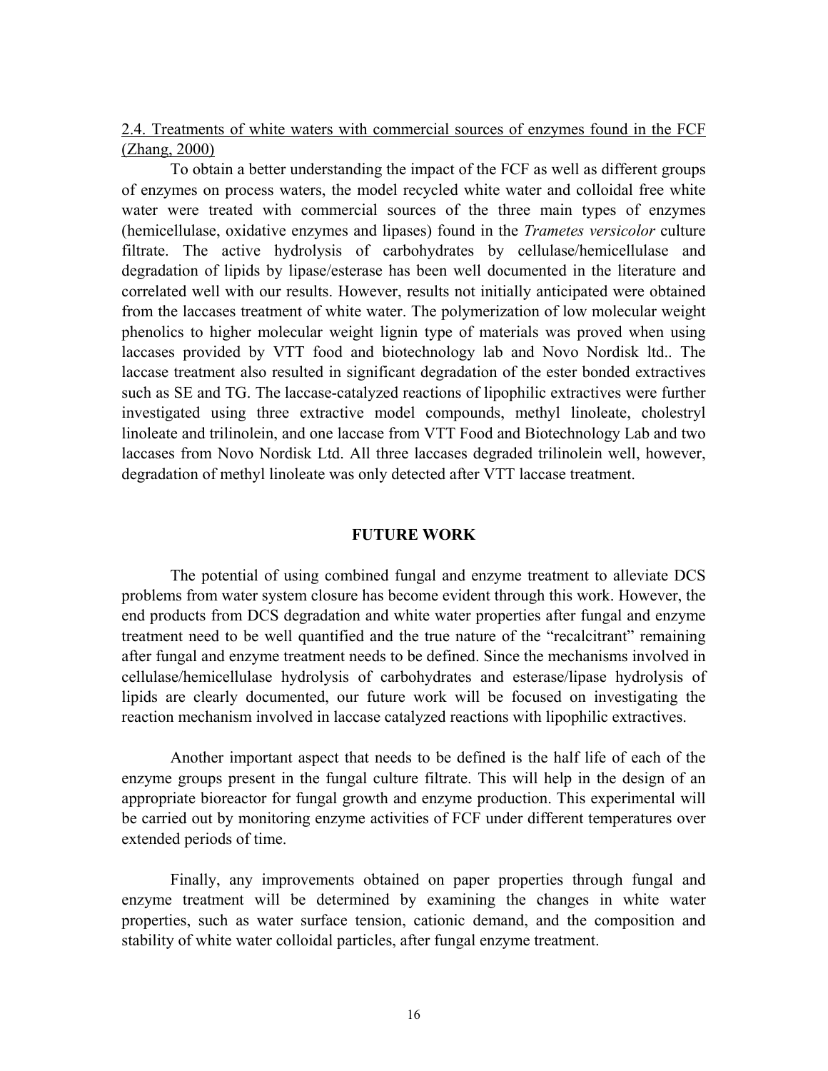<u>2.4. Treatments of white waters with commercial sources of enzymes found in the FCF (Zhang, 2000)</u>

To obtain a better understanding the impact of the FCF as well as different groups of enzymes on process waters, the model recycled white water and colloidal free white water were treated with commercial sources of the three main types of enzymes (hemicellulase, oxidative enzymes and lipases) found in the *Trametes versicolor* culture filtrate. The active hydrolysis of carbohydrates by cellulase/hemicellulase and degradation of lipids by lipase/esterase has been well documented in the literature and correlated well with our results. However, results not initially anticipated were obtained from the laccases treatment of white water. The polymerization of low molecular weight phenolics to higher molecular weight lignin type of materials was proved when using laccases provided by VTT food and biotechnology lab and Novo Nordisk ltd.. The laccase treatment also resulted in significant degradation of the ester bonded extractives such as SE and TG. The laccase-catalyzed reactions of lipophilic extractives were further investigated using three extractive model compounds, methyl linoleate, cholestryl linoleate and trilinolein, and one laccase from VTT Food and Biotechnology Lab and two laccases from Novo Nordisk Ltd. All three laccases degraded trilinolein well, however, degradation of methyl linoleate was only detected after VTT laccase treatment.

## FUTURE WORK

The potential of using combined fungal and enzyme treatment to alleviate DCS problems from water system closure has become evident through this work. However, the end products from DCS degradation and white water properties after fungal and enzyme treatment need to be well quantified and the true nature of the "recalcitrant" remaining after fungal and enzyme treatment needs to be defined. Since the mechanisms involved in cellulase/hemicellulase hydrolysis of carbohydrates and esterase/lipase hydrolysis of lipids are clearly documented, our future work will be focused on investigating the reaction mechanism involved in laccase catalyzed reactions with lipophilic extractives.

Another important aspect that needs to be defined is the half life of each of the enzyme groups present in the fungal culture filtrate. This will help in the design of an appropriate bioreactor for fungal growth and enzyme production. This experimental will be carried out by monitoring enzyme activities of FCF under different temperatures over extended periods of time.

Finally, any improvements obtained on paper properties through fungal and enzyme treatment will be determined by examining the changes in white water properties, such as water surface tension, cationic demand, and the composition and stability of white water colloidal particles, after fungal enzyme treatment.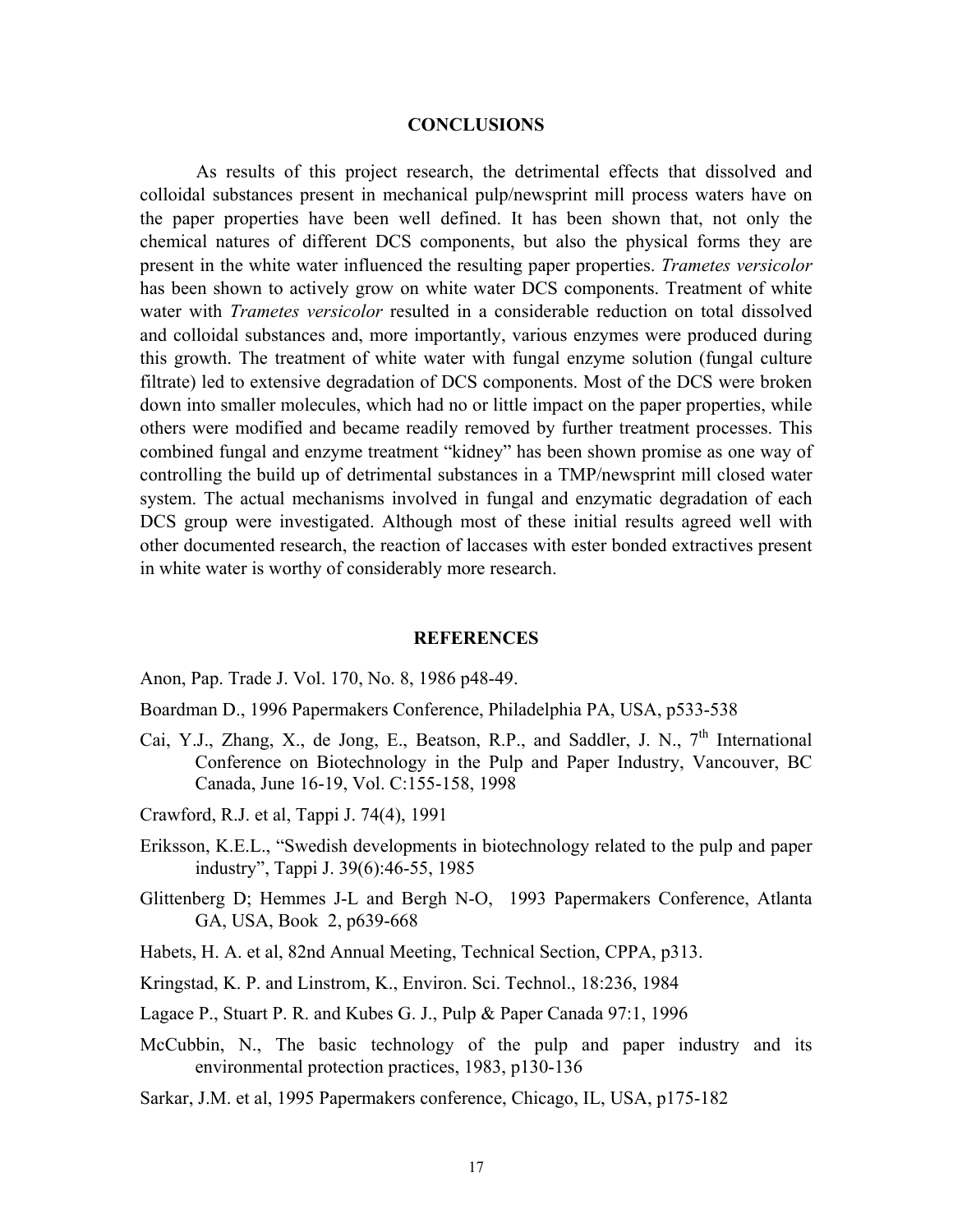## CONCLUSIONS

As results of this project research, the detrimental effects that dissolved and colloidal substances present in mechanical pulp/newsprint mill process waters have on the paper properties have been well defined. It has been shown that, not only the chemical natures of different DCS components, but also the physical forms they are present in the white water influenced the resulting paper properties. *Trametes versicolor* has been shown to actively grow on white water DCS components. Treatment of white water with *Trametes versicolor* resulted in a considerable reduction on total dissolved and colloidal substances and, more importantly, various enzymes were produced during this growth. The treatment of white water with fungal enzyme solution (fungal culture filtrate) led to extensive degradation of DCS components. Most of the DCS were broken down into smaller molecules, which had no or little impact on the paper properties, while others were modified and became readily removed by further treatment processes. This combined fungal and enzyme treatment "kidney" has been shown promise as one way of controlling the build up of detrimental substances in a TMP/newsprint mill closed water system. The actual mechanisms involved in fungal and enzymatic degradation of each DCS group were investigated. Although most of these initial results agreed well with other documented research, the reaction of laccases with ester bonded extractives present in white water is worthy of considerably more research.

## REFERENCES

Anon, Pap. Trade J. Vol. 170, No. 8, 1986 p48-49.

Boardman D., 1996 Papermakers Conference, Philadelphia PA, USA, p533-538

Cai, Y.J., Zhang, X., de Jong, E., Beatson, R.P., and Saddler, J. N., 7th International Conference on Biotechnology in the Pulp and Paper Industry, Vancouver, BC Canada, June 16-19, Vol. C:155-158, 1998

Crawford, R.J. et al, Tappi J. 74(4), 1991

Eriksson, K.E.L., "Swedish developments in biotechnology related to the pulp and paper industry", Tappi J. 39(6):46-55, 1985

Glittenberg D; Hemmes J-L and Bergh N-O, 1993 Papermakers Conference, Atlanta GA, USA, Book 2, p639-668

Habets, H. A. et al, 82nd Annual Meeting, Technical Section, CPPA, p313.

Kringstad, K. P. and Linstrom, K., Environ. Sci. Technol., 18:236, 1984

Lagace P., Stuart P. R. and Kubes G. J., Pulp & Paper Canada 97:1, 1996

McCubbin, N., The basic technology of the pulp and paper industry and its environmental protection practices, 1983, p130-136

Sarkar, J.M. et al, 1995 Papermakers conference, Chicago, IL, USA, p175-182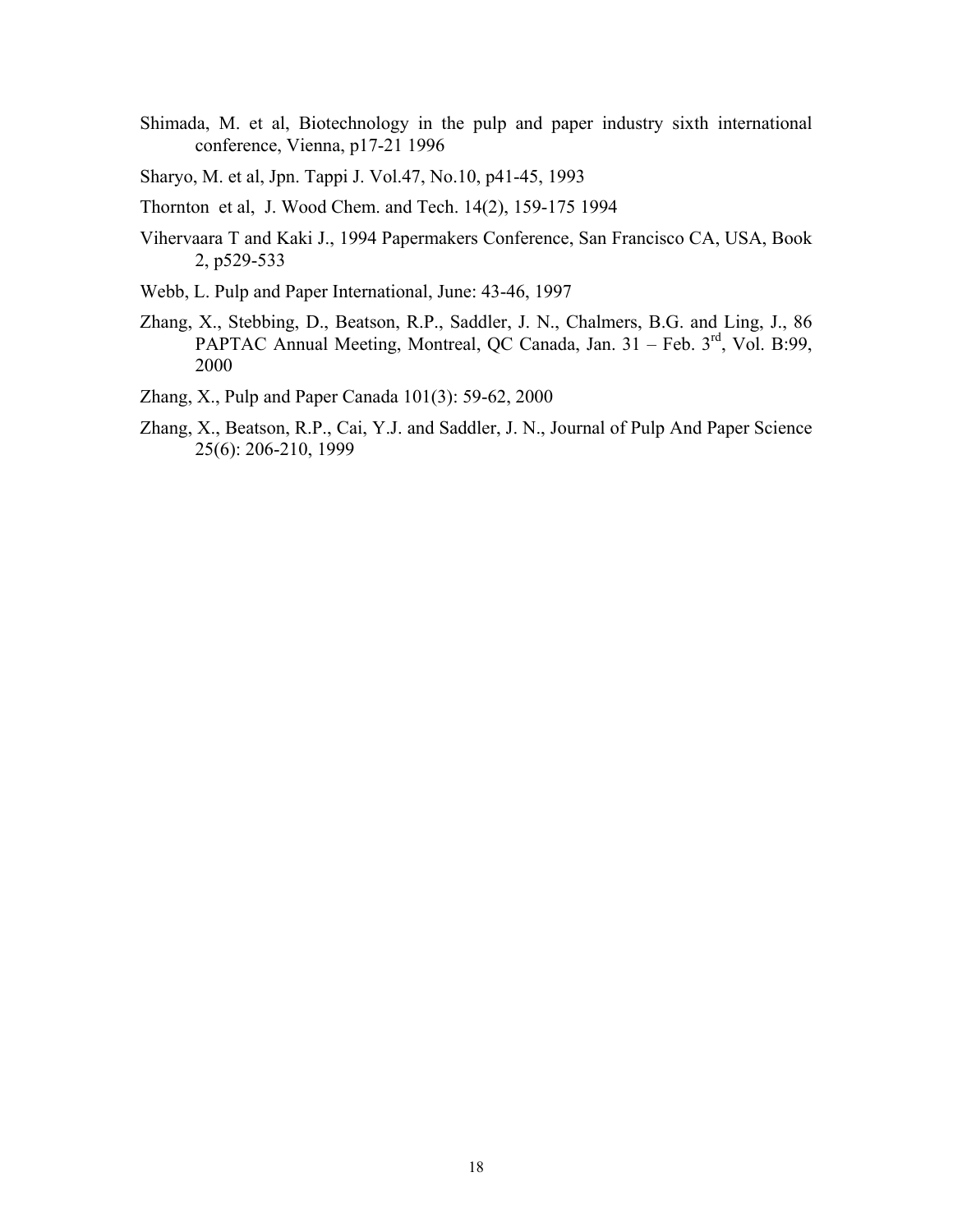Shimada, M. et al, Biotechnology in the pulp and paper industry sixth international conference, Vienna, p17-21 1996

Sharyo, M. et al, Jpn. Tappi J. Vol.47, No.10, p41-45, 1993

Thornton et al, J. Wood Chem. and Tech. 14(2), 159-175 1994

Vihervaara T and Kaki J., 1994 Papermakers Conference, San Francisco CA, USA, Book 2, p529-533

Webb, L. Pulp and Paper International, June: 43-46, 1997

Zhang, X., Stebbing, D., Beatson, R.P., Saddler, J. N., Chalmers, B.G. and Ling, J., 86 PAPTAC Annual Meeting, Montreal, QC Canada, Jan. 31 – Feb. 3rd, Vol. B:99, 2000

Zhang, X., Pulp and Paper Canada 101(3): 59-62, 2000

Zhang, X., Beatson, R.P., Cai, Y.J. and Saddler, J. N., Journal of Pulp And Paper Science 25(6): 206-210, 1999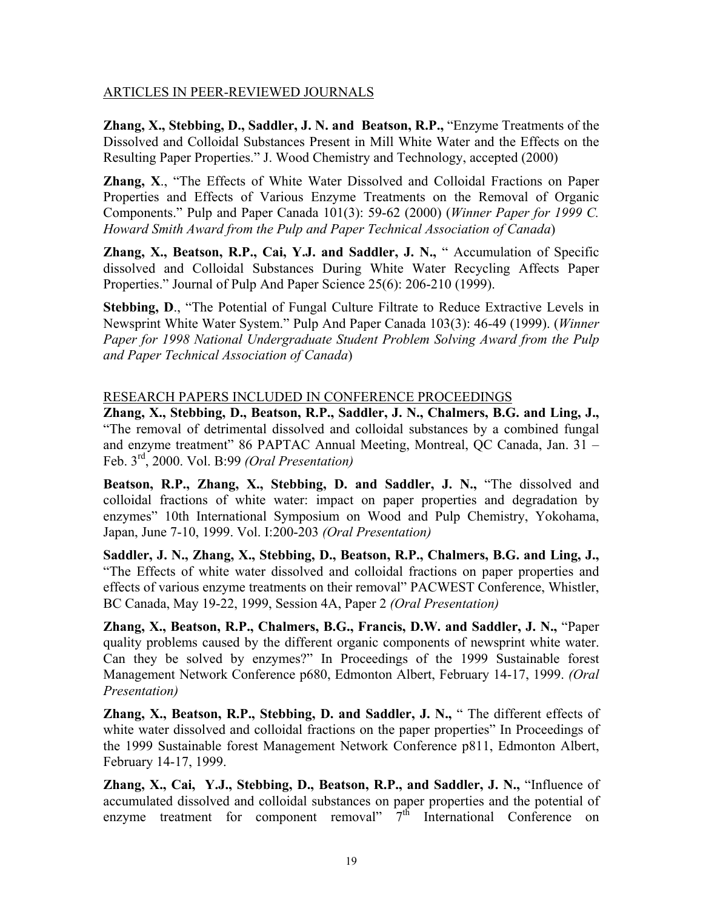ARTICLES IN PEER-REVIEWED JOURNALS

**Zhang, X., Stebbing, D., Saddler, J. N. and Beatson, R.P.,** "Enzyme Treatments of the Dissolved and Colloidal Substances Present in Mill White Water and the Effects on the Resulting Paper Properties." J. Wood Chemistry and Technology, accepted (2000)

**Zhang, X**., "The Effects of White Water Dissolved and Colloidal Fractions on Paper Properties and Effects of Various Enzyme Treatments on the Removal of Organic Components." Pulp and Paper Canada 101(3): 59-62 (2000) (*Winner Paper for 1999 C. Howard Smith Award from the Pulp and Paper Technical Association of Canada*)

**Zhang, X., Beatson, R.P., Cai, Y.J. and Saddler, J. N.,** " Accumulation of Specific dissolved and Colloidal Substances During White Water Recycling Affects Paper Properties." Journal of Pulp And Paper Science 25(6): 206-210 (1999).

**Stebbing, D**., "The Potential of Fungal Culture Filtrate to Reduce Extractive Levels in Newsprint White Water System." Pulp And Paper Canada 103(3): 46-49 (1999). (*Winner Paper for 1998 National Undergraduate Student Problem Solving Award from the Pulp and Paper Technical Association of Canada*)

RESEARCH PAPERS INCLUDED IN CONFERENCE PROCEEDINGS

**Zhang, X., Stebbing, D., Beatson, R.P., Saddler, J. N., Chalmers, B.G. and Ling, J.,** "The removal of detrimental dissolved and colloidal substances by a combined fungal and enzyme treatment" 86 PAPTAC Annual Meeting, Montreal, QC Canada, Jan. 31 – Feb. 3rd, 2000. Vol. B:99 *(Oral Presentation)*

**Beatson, R.P., Zhang, X., Stebbing, D. and Saddler, J. N.,** "The dissolved and colloidal fractions of white water: impact on paper properties and degradation by enzymes" 10th International Symposium on Wood and Pulp Chemistry, Yokohama, Japan, June 7-10, 1999. Vol. I:200-203 *(Oral Presentation)*

**Saddler, J. N., Zhang, X., Stebbing, D., Beatson, R.P., Chalmers, B.G. and Ling, J.,** "The Effects of white water dissolved and colloidal fractions on paper properties and effects of various enzyme treatments on their removal" PACWEST Conference, Whistler, BC Canada, May 19-22, 1999, Session 4A, Paper 2 *(Oral Presentation)*

**Zhang, X., Beatson, R.P., Chalmers, B.G., Francis, D.W. and Saddler, J. N.,** "Paper quality problems caused by the different organic components of newsprint white water. Can they be solved by enzymes?" In Proceedings of the 1999 Sustainable forest Management Network Conference p680, Edmonton Albert, February 14-17, 1999. *(Oral Presentation)*

**Zhang, X., Beatson, R.P., Stebbing, D. and Saddler, J. N.,** " The different effects of white water dissolved and colloidal fractions on the paper properties" In Proceedings of the 1999 Sustainable forest Management Network Conference p811, Edmonton Albert, February 14-17, 1999.

**Zhang, X., Cai, Y.J., Stebbing, D., Beatson, R.P., and Saddler, J. N.,** "Influence of accumulated dissolved and colloidal substances on paper properties and the potential of enzyme treatment for component removal" 7th International Conference on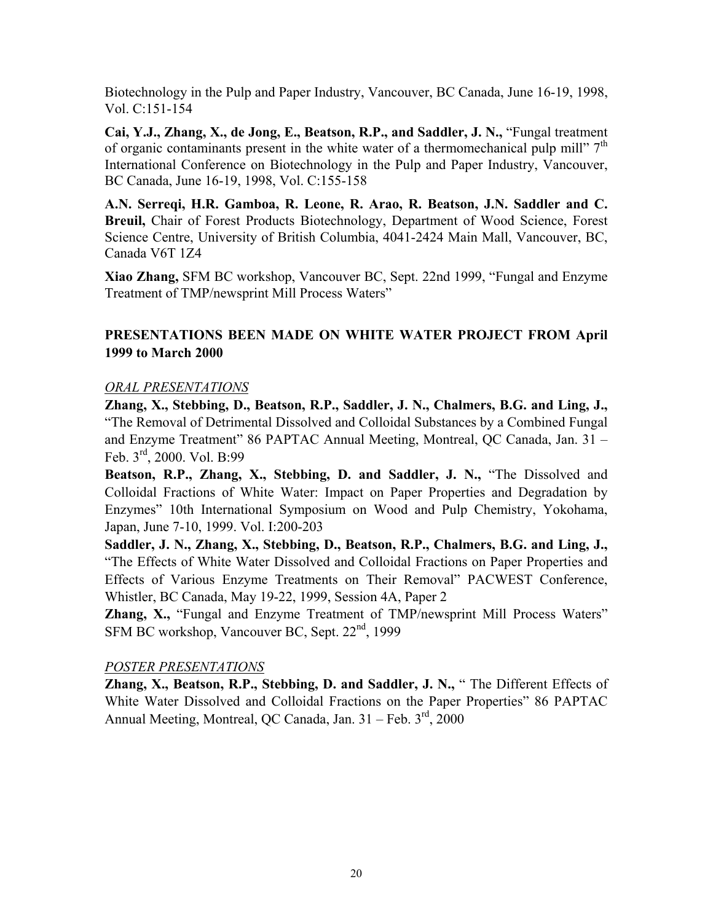Biotechnology in the Pulp and Paper Industry, Vancouver, BC Canada, June 16-19, 1998, Vol. C:151-154

**Cai, Y.J., Zhang, X., de Jong, E., Beatson, R.P., and Saddler, J. N.,** "Fungal treatment of organic contaminants present in the white water of a thermomechanical pulp mill" 7th International Conference on Biotechnology in the Pulp and Paper Industry, Vancouver, BC Canada, June 16-19, 1998, Vol. C:155-158

**A.N. Serreqi, H.R. Gamboa, R. Leone, R. Arao, R. Beatson, J.N. Saddler and C. Breuil,** Chair of Forest Products Biotechnology, Department of Wood Science, Forest Science Centre, University of British Columbia, 4041-2424 Main Mall, Vancouver, BC, Canada V6T 1Z4

**Xiao Zhang,** SFM BC workshop, Vancouver BC, Sept. 22nd 1999, "Fungal and Enzyme Treatment of TMP/newsprint Mill Process Waters"

**PRESENTATIONS BEEN MADE ON WHITE WATER PROJECT FROM April 1999 to March 2000**

*ORAL PRESENTATIONS*

**Zhang, X., Stebbing, D., Beatson, R.P., Saddler, J. N., Chalmers, B.G. and Ling, J.,** "The Removal of Detrimental Dissolved and Colloidal Substances by a Combined Fungal and Enzyme Treatment" 86 PAPTAC Annual Meeting, Montreal, QC Canada, Jan. 31 – Feb. 3rd, 2000. Vol. B:99

**Beatson, R.P., Zhang, X., Stebbing, D. and Saddler, J. N.,** "The Dissolved and Colloidal Fractions of White Water: Impact on Paper Properties and Degradation by Enzymes" 10th International Symposium on Wood and Pulp Chemistry, Yokohama, Japan, June 7-10, 1999. Vol. I:200-203

**Saddler, J. N., Zhang, X., Stebbing, D., Beatson, R.P., Chalmers, B.G. and Ling, J.,** "The Effects of White Water Dissolved and Colloidal Fractions on Paper Properties and Effects of Various Enzyme Treatments on Their Removal" PACWEST Conference, Whistler, BC Canada, May 19-22, 1999, Session 4A, Paper 2

**Zhang, X.,** "Fungal and Enzyme Treatment of TMP/newsprint Mill Process Waters" SFM BC workshop, Vancouver BC, Sept. 22nd, 1999

*POSTER PRESENTATIONS*

**Zhang, X., Beatson, R.P., Stebbing, D. and Saddler, J. N.,** " The Different Effects of White Water Dissolved and Colloidal Fractions on the Paper Properties" 86 PAPTAC Annual Meeting, Montreal, QC Canada, Jan. 31 – Feb. 3rd, 2000